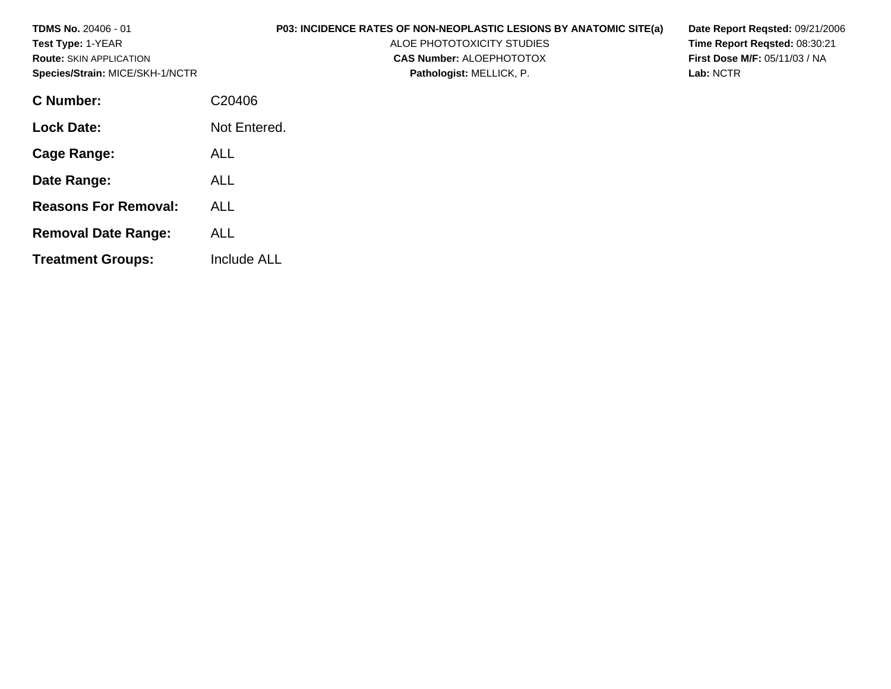**TDMS No.** 20406 - 01
**Test Type:** 1-YEAR
**Route:** SKIN APPLICATION
**Species/Strain:** MICE/SKH-1/NCTR

**P03: INCIDENCE RATES OF NON-NEOPLASTIC LESIONS BY ANATOMIC SITE(a)**
ALOE PHOTOTOXICITY STUDIES
**CAS Number:** ALOEPHOTOTOX
**Pathologist:** MELLICK, P.

**Date Report Reqsted:** 09/21/2006
**Time Report Reqsted:** 08:30:21
**First Dose M/F:** 05/11/03 / NA
**Lab:** NCTR

| | |
|---|---|
| **C Number:** | C20406 |
| **Lock Date:** | Not Entered. |
| **Cage Range:** | ALL |
| **Date Range:** | ALL |
| **Reasons For Removal:** | ALL |
| **Removal Date Range:** | ALL |
| **Treatment Groups:** | Include ALL |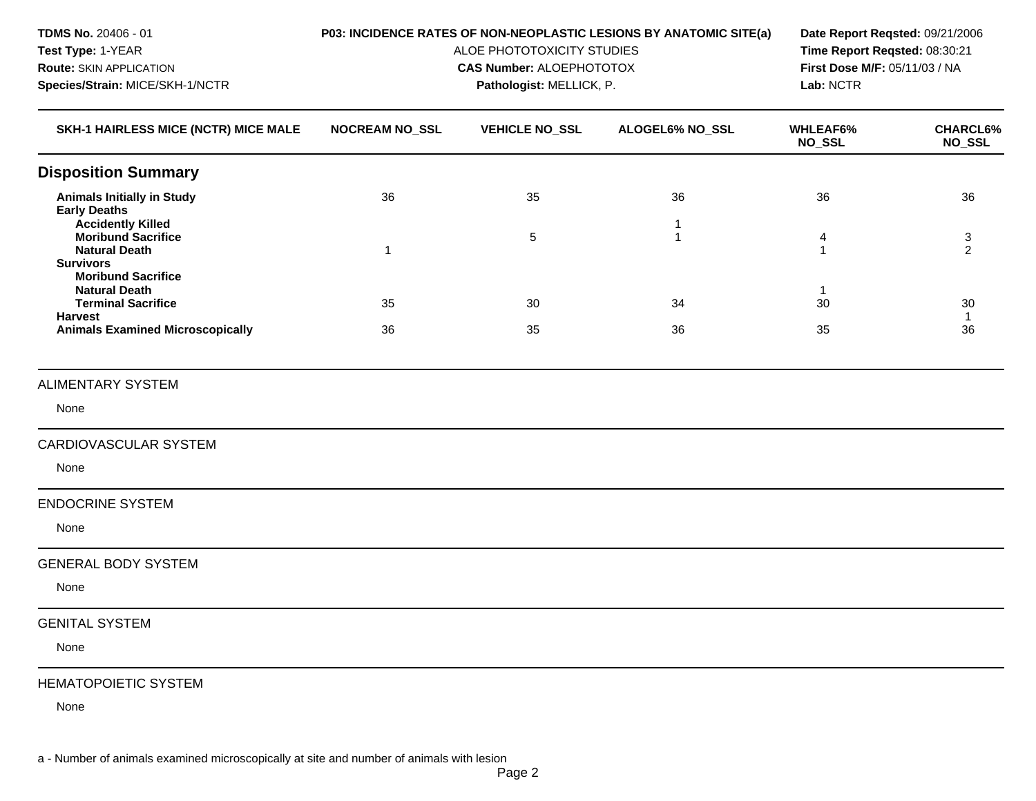**TDMS No.** 20406 - 01
**Test Type:** 1-YEAR
**Route:** SKIN APPLICATION
**Species/Strain:** MICE/SKH-1/NCTR

**P03: INCIDENCE RATES OF NON-NEOPLASTIC LESIONS BY ANATOMIC SITE(a)**
ALOE PHOTOTOXICITY STUDIES
**CAS Number:** ALOEPHOTOTOX
**Pathologist:** MELLICK, P.

**Date Report Reqsted:** 09/21/2006
**Time Report Reqsted:** 08:30:21
**First Dose M/F:** 05/11/03 / NA
**Lab:** NCTR

| SKH-1 HAIRLESS MICE (NCTR) MICE MALE | NOCREAM NO_SSL | VEHICLE NO_SSL | ALOGEL6% NO_SSL | WHLEAF6% NO_SSL | CHARCL6% NO_SSL |
|---|---|---|---|---|---|
| **Disposition Summary** | | | | | |
| **Animals Initially in Study** | 36 | 35 | 36 | 36 | 36 |
| **Early Deaths** | | | | | |
| **Accidently Killed** | | | 1 | | |
| **Moribund Sacrifice** | | 5 | 1 | 4 | 3 |
| **Natural Death** | 1 | | | 1 | 2 |
| **Survivors** | | | | | |
| **Moribund Sacrifice** | | | | | |
| **Natural Death** | | | | 1 | |
| **Terminal Sacrifice** | 35 | 30 | 34 | 30 | 30 |
| **Harvest** | | | | | 1 |
| **Animals Examined Microscopically** | 36 | 35 | 36 | 35 | 36 |

ALIMENTARY SYSTEM

None

CARDIOVASCULAR SYSTEM

None

ENDOCRINE SYSTEM

None

GENERAL BODY SYSTEM

None

GENITAL SYSTEM

None

HEMATOPOIETIC SYSTEM

None

a - Number of animals examined microscopically at site and number of animals with lesion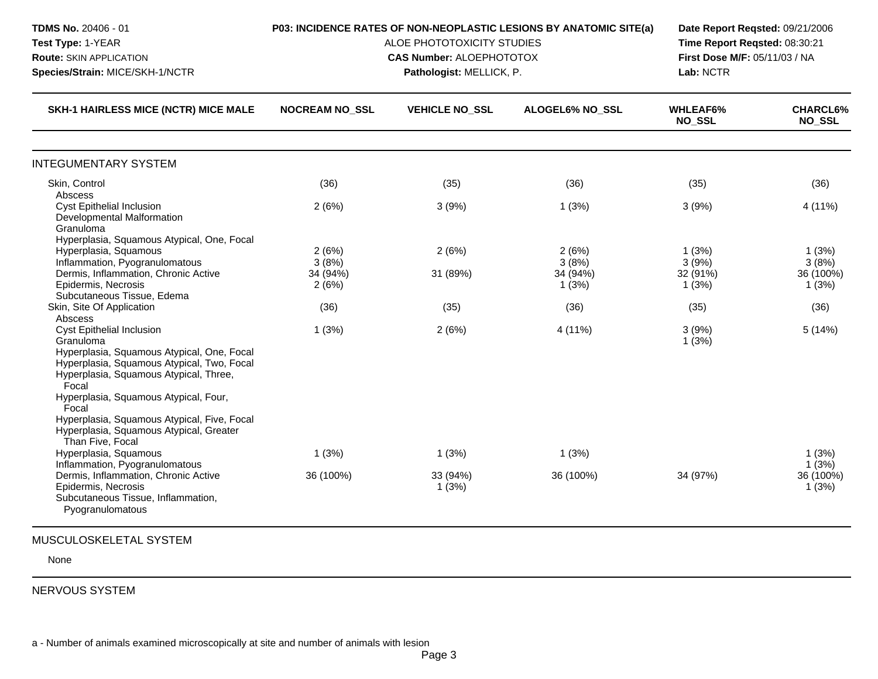**TDMS No.** 20406 - 01
**Test Type:** 1-YEAR
**Route:** SKIN APPLICATION
**Species/Strain:** MICE/SKH-1/NCTR

**P03: INCIDENCE RATES OF NON-NEOPLASTIC LESIONS BY ANATOMIC SITE(a)**
ALOE PHOTOTOXICITY STUDIES
**CAS Number:** ALOEPHOTOTOX
**Pathologist:** MELLICK, P.

**Date Report Reqsted:** 09/21/2006
**Time Report Reqsted:** 08:30:21
**First Dose M/F:** 05/11/03 / NA
**Lab:** NCTR

| SKH-1 HAIRLESS MICE (NCTR) MICE MALE | NOCREAM NO_SSL | VEHICLE NO_SSL | ALOGEL6% NO_SSL | WHLEAF6% NO_SSL | CHARCL6% NO_SSL |
|---|---|---|---|---|---|
| **INTEGUMENTARY SYSTEM** | | | | | |
| Skin, Control | (36) | (35) | (36) | (35) | (36) |
| Abscess | | | | | |
| Cyst Epithelial Inclusion | 2 (6%) | 3 (9%) | 1 (3%) | 3 (9%) | 4 (11%) |
| Developmental Malformation | | | | | |
| Granuloma | | | | | |
| Hyperplasia, Squamous Atypical, One, Focal | | | | | |
| Hyperplasia, Squamous | 2 (6%) | 2 (6%) | 2 (6%) | 1 (3%) | 1 (3%) |
| Inflammation, Pyogranulomatous | 3 (8%) | | 3 (8%) | 3 (9%) | 3 (8%) |
| Dermis, Inflammation, Chronic Active | 34 (94%) | 31 (89%) | 34 (94%) | 32 (91%) | 36 (100%) |
| Epidermis, Necrosis | 2 (6%) | | 1 (3%) | 1 (3%) | 1 (3%) |
| Subcutaneous Tissue, Edema | | | | | |
| Skin, Site Of Application | (36) | (35) | (36) | (35) | (36) |
| Abscess | | | | | |
| Cyst Epithelial Inclusion | 1 (3%) | 2 (6%) | 4 (11%) | 3 (9%) | 5 (14%) |
| Granuloma | | | | 1 (3%) | |
| Hyperplasia, Squamous Atypical, One, Focal | | | | | |
| Hyperplasia, Squamous Atypical, Two, Focal | | | | | |
| Hyperplasia, Squamous Atypical, Three, Focal | | | | | |
| Hyperplasia, Squamous Atypical, Four, Focal | | | | | |
| Hyperplasia, Squamous Atypical, Five, Focal | | | | | |
| Hyperplasia, Squamous Atypical, Greater Than Five, Focal | | | | | |
| Hyperplasia, Squamous | 1 (3%) | 1 (3%) | 1 (3%) | | 1 (3%) |
| Inflammation, Pyogranulomatous | | | | | 1 (3%) |
| Dermis, Inflammation, Chronic Active | 36 (100%) | 33 (94%) | 36 (100%) | 34 (97%) | 36 (100%) |
| Epidermis, Necrosis | | 1 (3%) | | | 1 (3%) |
| Subcutaneous Tissue, Inflammation, Pyogranulomatous | | | | | |
| **MUSCULOSKELETAL SYSTEM** | | | | | |
| None | | | | | |
| **NERVOUS SYSTEM** | | | | | |

a - Number of animals examined microscopically at site and number of animals with lesion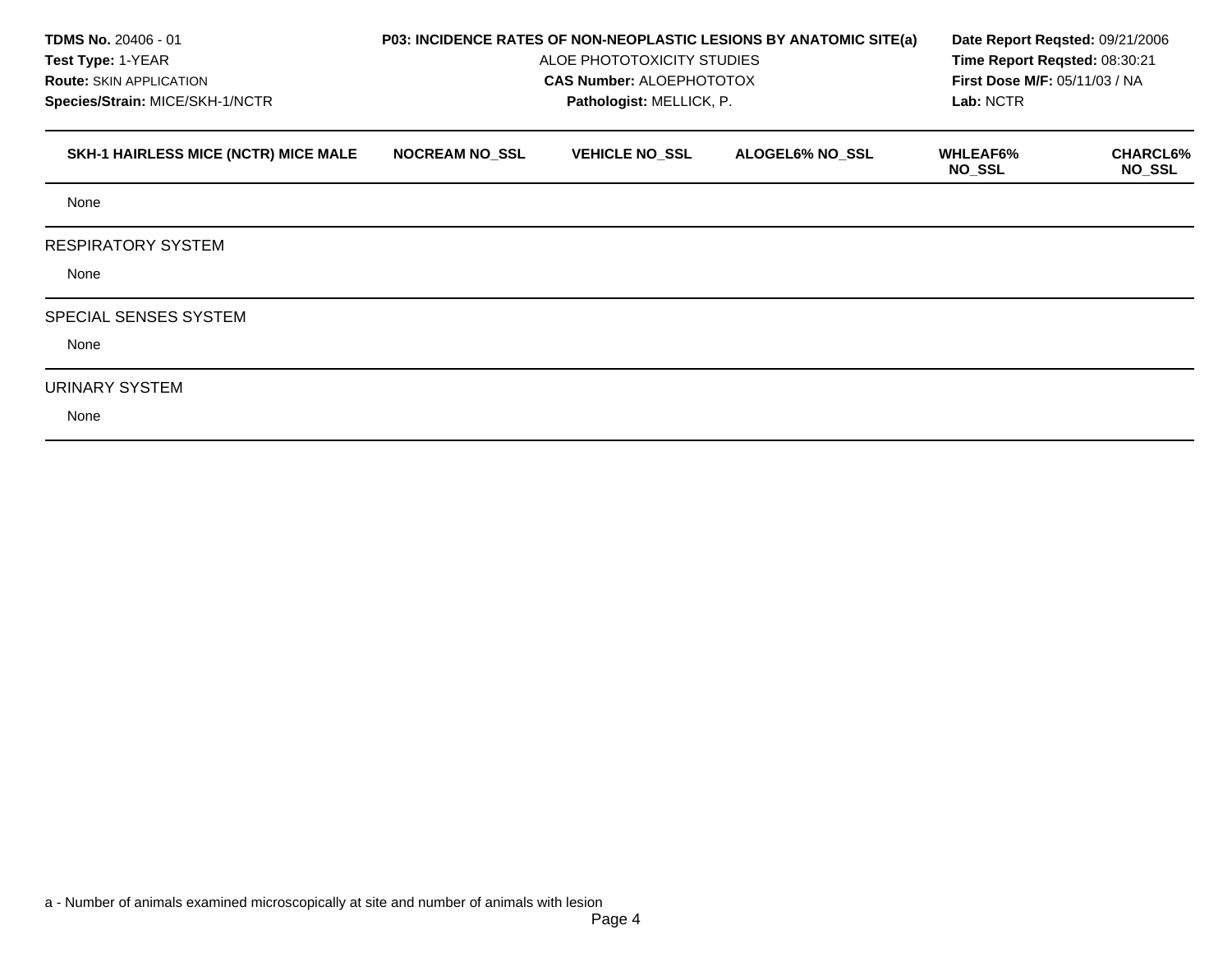**TDMS No.** 20406 - 01
**Test Type:** 1-YEAR
**Route:** SKIN APPLICATION
**Species/Strain:** MICE/SKH-1/NCTR

**P03: INCIDENCE RATES OF NON-NEOPLASTIC LESIONS BY ANATOMIC SITE(a)**
ALOE PHOTOTOXICITY STUDIES
**CAS Number:** ALOEPHOTOTOX
**Pathologist:** MELLICK, P.

**Date Report Reqsted:** 09/21/2006
**Time Report Reqsted:** 08:30:21
**First Dose M/F:** 05/11/03 / NA
**Lab:** NCTR

| SKH-1 HAIRLESS MICE (NCTR) MICE MALE | NOCREAM NO_SSL | VEHICLE NO_SSL | ALOGEL6% NO_SSL | WHLEAF6% NO_SSL | CHARCL6% NO_SSL |
|---|---|---|---|---|---|
| None | | | | | |
| RESPIRATORY SYSTEM | | | | | |
| None | | | | | |
| SPECIAL SENSES SYSTEM | | | | | |
| None | | | | | |
| URINARY SYSTEM | | | | | |
| None | | | | | |

a - Number of animals examined microscopically at site and number of animals with lesion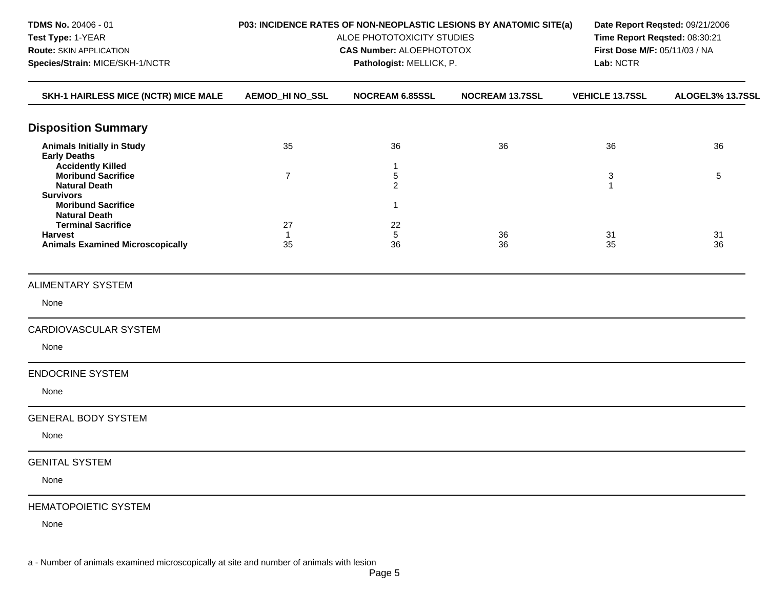**TDMS No.** 20406 - 01
**Test Type:** 1-YEAR
**Route:** SKIN APPLICATION
**Species/Strain:** MICE/SKH-1/NCTR

**P03: INCIDENCE RATES OF NON-NEOPLASTIC LESIONS BY ANATOMIC SITE(a)**
ALOE PHOTOTOXICITY STUDIES
**CAS Number:** ALOEPHOTOTOX
**Pathologist:** MELLICK, P.

**Date Report Reqsted:** 09/21/2006
**Time Report Reqsted:** 08:30:21
**First Dose M/F:** 05/11/03 / NA
**Lab:** NCTR

| SKH-1 HAIRLESS MICE (NCTR) MICE MALE | AEMOD_HI NO_SSL | NOCREAM 6.85SSL | NOCREAM 13.7SSL | VEHICLE 13.7SSL | ALOGEL3% 13.7SSL |
|---|---|---|---|---|---|
| **Disposition Summary** | | | | | |
| **Animals Initially in Study** | 35 | 36 | 36 | 36 | 36 |
| **Early Deaths** | | | | | |
| **Accidently Killed** | | 1 | | | |
| **Moribund Sacrifice** | 7 | 5 | | 3 | 5 |
| **Natural Death** | | 2 | | 1 | |
| **Survivors** | | | | | |
| **Moribund Sacrifice** | | 1 | | | |
| **Natural Death** | | | | | |
| **Terminal Sacrifice** | 27 | 22 | | | |
| **Harvest** | 1 | 5 | 36 | 31 | 31 |
| **Animals Examined Microscopically** | 35 | 36 | 36 | 35 | 36 |

ALIMENTARY SYSTEM

None

CARDIOVASCULAR SYSTEM

None

ENDOCRINE SYSTEM

None

GENERAL BODY SYSTEM

None

GENITAL SYSTEM

None

HEMATOPOIETIC SYSTEM

None

a - Number of animals examined microscopically at site and number of animals with lesion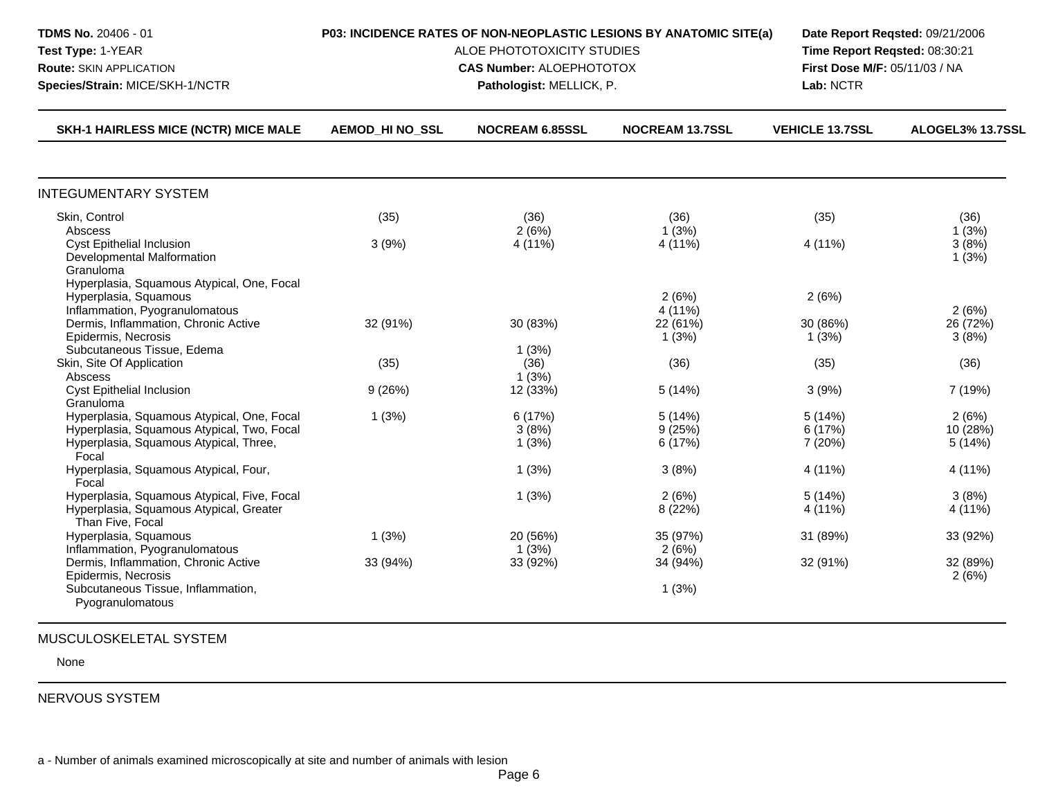**TDMS No.** 20406 - 01
**Test Type:** 1-YEAR
**Route:** SKIN APPLICATION
**Species/Strain:** MICE/SKH-1/NCTR

**P03: INCIDENCE RATES OF NON-NEOPLASTIC LESIONS BY ANATOMIC SITE(a)**
ALOE PHOTOTOXICITY STUDIES
**CAS Number:** ALOEPHOTOTOX
**Pathologist:** MELLICK, P.

**Date Report Reqsted:** 09/21/2006
**Time Report Reqsted:** 08:30:21
**First Dose M/F:** 05/11/03 / NA
**Lab:** NCTR

| SKH-1 HAIRLESS MICE (NCTR) MICE MALE | AEMOD_HI NO_SSL | NOCREAM 6.85SSL | NOCREAM 13.7SSL | VEHICLE 13.7SSL | ALOGEL3% 13.7SSL |
|---|---|---|---|---|---|
| **INTEGUMENTARY SYSTEM** | | | | | |
| Skin, Control | (35) | (36) | (36) | (35) | (36) |
| Abscess | | 2 (6%) | 1 (3%) | | 1 (3%) |
| Cyst Epithelial Inclusion | 3 (9%) | 4 (11%) | 4 (11%) | 4 (11%) | 3 (8%) |
| Developmental Malformation | | | | | 1 (3%) |
| Granuloma | | | | | |
| Hyperplasia, Squamous Atypical, One, Focal | | | | | |
| Hyperplasia, Squamous | | | 2 (6%) | 2 (6%) | |
| Inflammation, Pyogranulomatous | | | 4 (11%) | | 2 (6%) |
| Dermis, Inflammation, Chronic Active | 32 (91%) | 30 (83%) | 22 (61%) | 30 (86%) | 26 (72%) |
| Epidermis, Necrosis | | | 1 (3%) | 1 (3%) | 3 (8%) |
| Subcutaneous Tissue, Edema | | 1 (3%) | | | |
| Skin, Site Of Application | (35) | (36) | (36) | (35) | (36) |
| Abscess | | 1 (3%) | | | |
| Cyst Epithelial Inclusion | 9 (26%) | 12 (33%) | 5 (14%) | 3 (9%) | 7 (19%) |
| Granuloma | | | | | |
| Hyperplasia, Squamous Atypical, One, Focal | 1 (3%) | 6 (17%) | 5 (14%) | 5 (14%) | 2 (6%) |
| Hyperplasia, Squamous Atypical, Two, Focal | | 3 (8%) | 9 (25%) | 6 (17%) | 10 (28%) |
| Hyperplasia, Squamous Atypical, Three, Focal | | 1 (3%) | 6 (17%) | 7 (20%) | 5 (14%) |
| Hyperplasia, Squamous Atypical, Four, Focal | | 1 (3%) | 3 (8%) | 4 (11%) | 4 (11%) |
| Hyperplasia, Squamous Atypical, Five, Focal | | 1 (3%) | 2 (6%) | 5 (14%) | 3 (8%) |
| Hyperplasia, Squamous Atypical, Greater Than Five, Focal | | | 8 (22%) | 4 (11%) | 4 (11%) |
| Hyperplasia, Squamous | 1 (3%) | 20 (56%) | 35 (97%) | 31 (89%) | 33 (92%) |
| Inflammation, Pyogranulomatous | | 1 (3%) | 2 (6%) | | |
| Dermis, Inflammation, Chronic Active | 33 (94%) | 33 (92%) | 34 (94%) | 32 (91%) | 32 (89%) |
| Epidermis, Necrosis | | | | | 2 (6%) |
| Subcutaneous Tissue, Inflammation, Pyogranulomatous | | | 1 (3%) | | |
| **MUSCULOSKELETAL SYSTEM** | | | | | |
| None | | | | | |
| **NERVOUS SYSTEM** | | | | | |

a - Number of animals examined microscopically at site and number of animals with lesion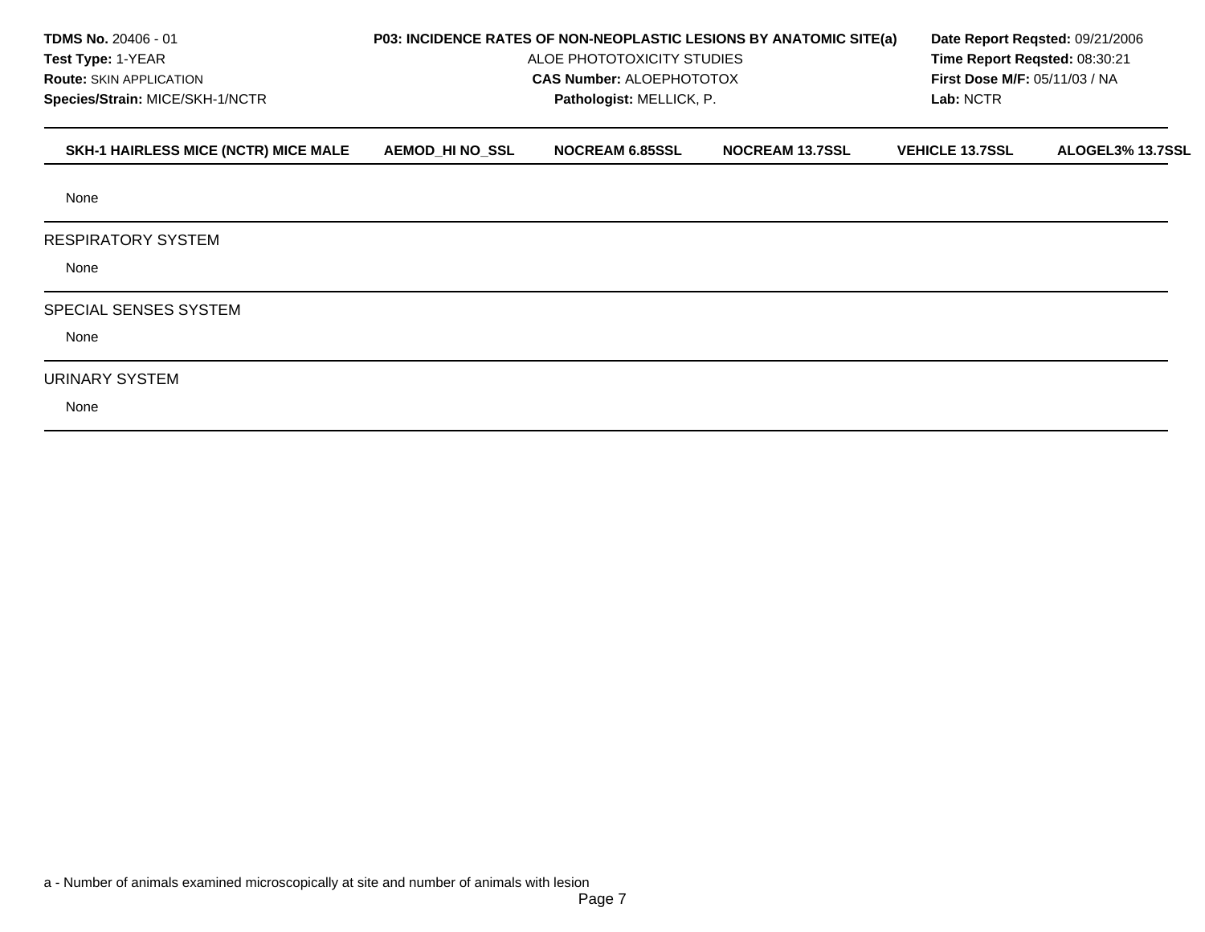| SKH-1 HAIRLESS MICE (NCTR) MICE MALE | AEMOD_HI NO_SSL | NOCREAM 6.85SSL | NOCREAM 13.7SSL | VEHICLE 13.7SSL | ALOGEL3% 13.7SSL |
|---|---|---|---|---|---|
| None | | | | | |
| **RESPIRATORY SYSTEM** | | | | | |
| None | | | | | |
| **SPECIAL SENSES SYSTEM** | | | | | |
| None | | | | | |
| **URINARY SYSTEM** | | | | | |
| None | | | | | |

a - Number of animals examined microscopically at site and number of animals with lesion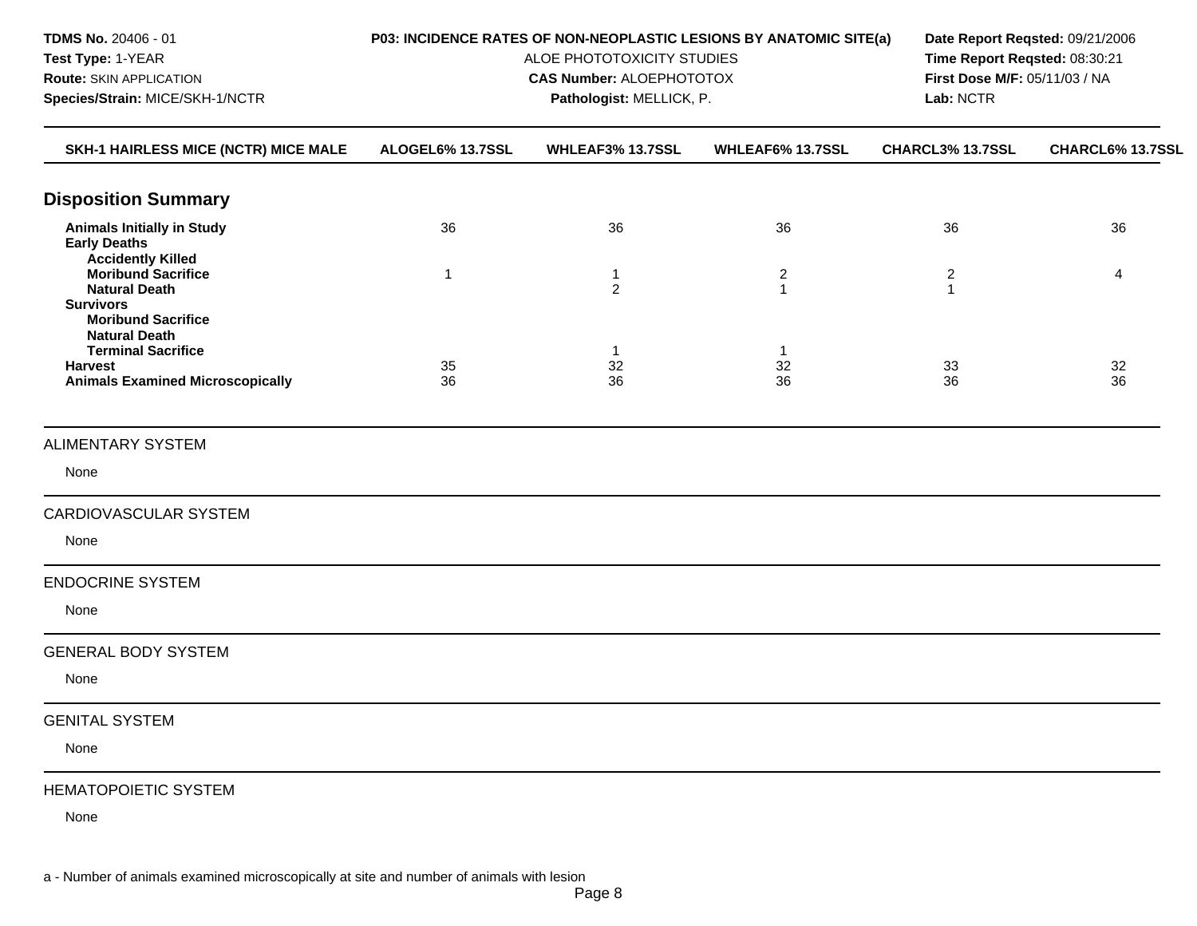**TDMS No.** 20406 - 01
**Test Type:** 1-YEAR
**Route:** SKIN APPLICATION
**Species/Strain:** MICE/SKH-1/NCTR

**P03: INCIDENCE RATES OF NON-NEOPLASTIC LESIONS BY ANATOMIC SITE(a)**
ALOE PHOTOTOXICITY STUDIES
**CAS Number:** ALOEPHOTOTOX
**Pathologist:** MELLICK, P.

**Date Report Reqsted:** 09/21/2006
**Time Report Reqsted:** 08:30:21
**First Dose M/F:** 05/11/03 / NA
**Lab:** NCTR

| SKH-1 HAIRLESS MICE (NCTR) MICE MALE | ALOGEL6% 13.7SSL | WHLEAF3% 13.7SSL | WHLEAF6% 13.7SSL | CHARCL3% 13.7SSL | CHARCL6% 13.7SSL |
|---|---|---|---|---|---|
| **Disposition Summary** | | | | | |
| **Animals Initially in Study** | 36 | 36 | 36 | 36 | 36 |
| **Early Deaths** | | | | | |
| **Accidently Killed** | | | | | |
| **Moribund Sacrifice** | 1 | 1 | 2 | 2 | 4 |
| **Natural Death** | | 2 | 1 | 1 | |
| **Survivors** | | | | | |
| **Moribund Sacrifice** | | | | | |
| **Natural Death** | | | | | |
| **Terminal Sacrifice** | | 1 | 1 | | |
| **Harvest** | 35 | 32 | 32 | 33 | 32 |
| **Animals Examined Microscopically** | 36 | 36 | 36 | 36 | 36 |

ALIMENTARY SYSTEM

None

CARDIOVASCULAR SYSTEM

None

ENDOCRINE SYSTEM

None

GENERAL BODY SYSTEM

None

GENITAL SYSTEM

None

HEMATOPOIETIC SYSTEM

None

a - Number of animals examined microscopically at site and number of animals with lesion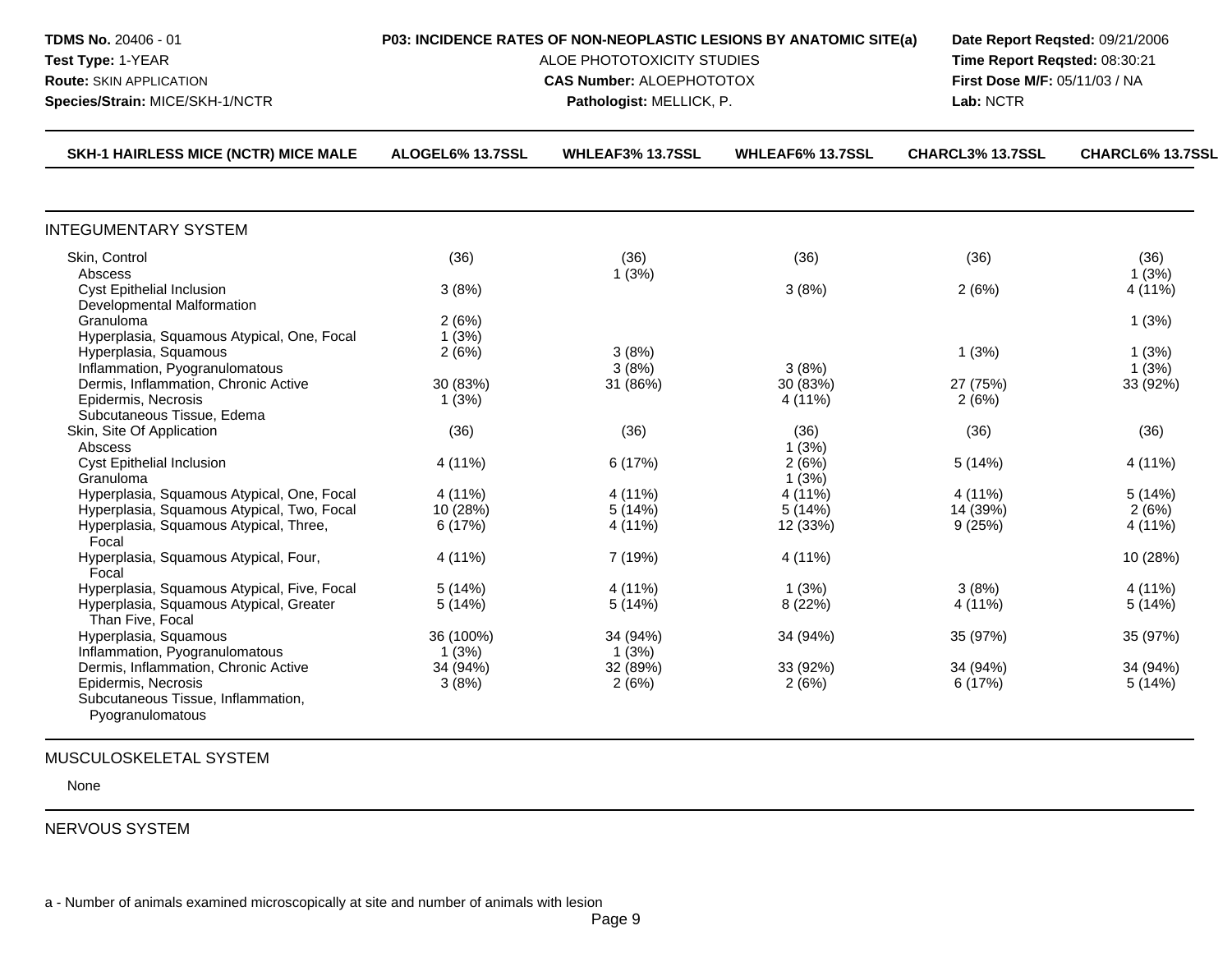**TDMS No.** 20406 - 01
**Test Type:** 1-YEAR
**Route:** SKIN APPLICATION
**Species/Strain:** MICE/SKH-1/NCTR

**P03: INCIDENCE RATES OF NON-NEOPLASTIC LESIONS BY ANATOMIC SITE(a)**
ALOE PHOTOTOXICITY STUDIES
**CAS Number:** ALOEPHOTOTOX
**Pathologist:** MELLICK, P.

**Date Report Reqsted:** 09/21/2006
**Time Report Reqsted:** 08:30:21
**First Dose M/F:** 05/11/03 / NA
**Lab:** NCTR

| SKH-1 HAIRLESS MICE (NCTR) MICE MALE | ALOGEL6% 13.7SSL | WHLEAF3% 13.7SSL | WHLEAF6% 13.7SSL | CHARCL3% 13.7SSL | CHARCL6% 13.7SSL |
|---|---|---|---|---|---|
| **INTEGUMENTARY SYSTEM** | | | | | |
| Skin, Control | (36) | (36) | (36) | (36) | (36) |
| Abscess | | 1 (3%) | | | 1 (3%) |
| Cyst Epithelial Inclusion | 3 (8%) | | 3 (8%) | 2 (6%) | 4 (11%) |
| Developmental Malformation | | | | | |
| Granuloma | 2 (6%) | | | | 1 (3%) |
| Hyperplasia, Squamous Atypical, One, Focal | 1 (3%) | | | | |
| Hyperplasia, Squamous | 2 (6%) | 3 (8%) | | 1 (3%) | 1 (3%) |
| Inflammation, Pyogranulomatous | | 3 (8%) | 3 (8%) | | 1 (3%) |
| Dermis, Inflammation, Chronic Active | 30 (83%) | 31 (86%) | 30 (83%) | 27 (75%) | 33 (92%) |
| Epidermis, Necrosis | 1 (3%) | | 4 (11%) | 2 (6%) | |
| Subcutaneous Tissue, Edema | | | | | |
| Skin, Site Of Application | (36) | (36) | (36) | (36) | (36) |
| Abscess | | | 1 (3%) | | |
| Cyst Epithelial Inclusion | 4 (11%) | 6 (17%) | 2 (6%) | 5 (14%) | 4 (11%) |
| Granuloma | | | 1 (3%) | | |
| Hyperplasia, Squamous Atypical, One, Focal | 4 (11%) | 4 (11%) | 4 (11%) | 4 (11%) | 5 (14%) |
| Hyperplasia, Squamous Atypical, Two, Focal | 10 (28%) | 5 (14%) | 5 (14%) | 14 (39%) | 2 (6%) |
| Hyperplasia, Squamous Atypical, Three, Focal | 6 (17%) | 4 (11%) | 12 (33%) | 9 (25%) | 4 (11%) |
| Hyperplasia, Squamous Atypical, Four, Focal | 4 (11%) | 7 (19%) | 4 (11%) | | 10 (28%) |
| Hyperplasia, Squamous Atypical, Five, Focal | 5 (14%) | 4 (11%) | 1 (3%) | 3 (8%) | 4 (11%) |
| Hyperplasia, Squamous Atypical, Greater Than Five, Focal | 5 (14%) | 5 (14%) | 8 (22%) | 4 (11%) | 5 (14%) |
| Hyperplasia, Squamous | 36 (100%) | 34 (94%) | 34 (94%) | 35 (97%) | 35 (97%) |
| Inflammation, Pyogranulomatous | 1 (3%) | 1 (3%) | | | |
| Dermis, Inflammation, Chronic Active | 34 (94%) | 32 (89%) | 33 (92%) | 34 (94%) | 34 (94%) |
| Epidermis, Necrosis | 3 (8%) | 2 (6%) | 2 (6%) | 6 (17%) | 5 (14%) |
| Subcutaneous Tissue, Inflammation, Pyogranulomatous | | | | | |
| **MUSCULOSKELETAL SYSTEM** | | | | | |
| None | | | | | |
| **NERVOUS SYSTEM** | | | | | |

a - Number of animals examined microscopically at site and number of animals with lesion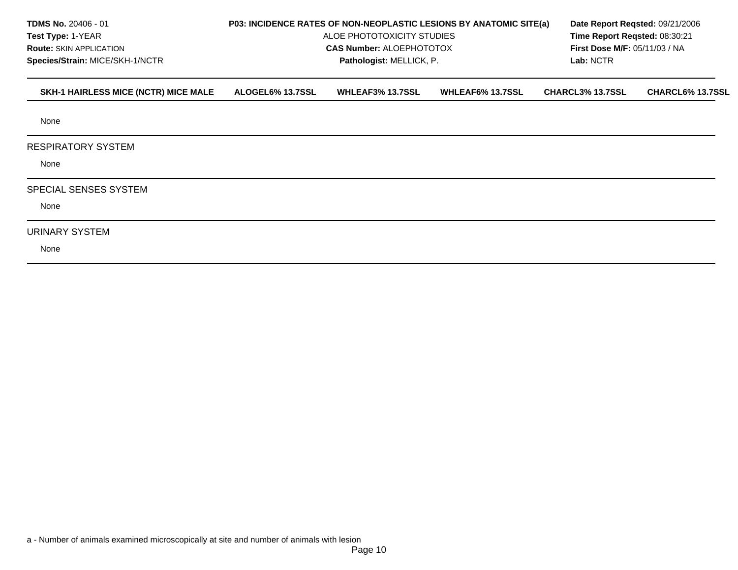| SKH-1 HAIRLESS MICE (NCTR) MICE MALE | ALOGEL6% 13.7SSL | WHLEAF3% 13.7SSL | WHLEAF6% 13.7SSL | CHARCL3% 13.7SSL | CHARCL6% 13.7SSL |
|---|---|---|---|---|---|
| None | | | | | |
| **RESPIRATORY SYSTEM** | | | | | |
| None | | | | | |
| **SPECIAL SENSES SYSTEM** | | | | | |
| None | | | | | |
| **URINARY SYSTEM** | | | | | |
| None | | | | | |

a - Number of animals examined microscopically at site and number of animals with lesion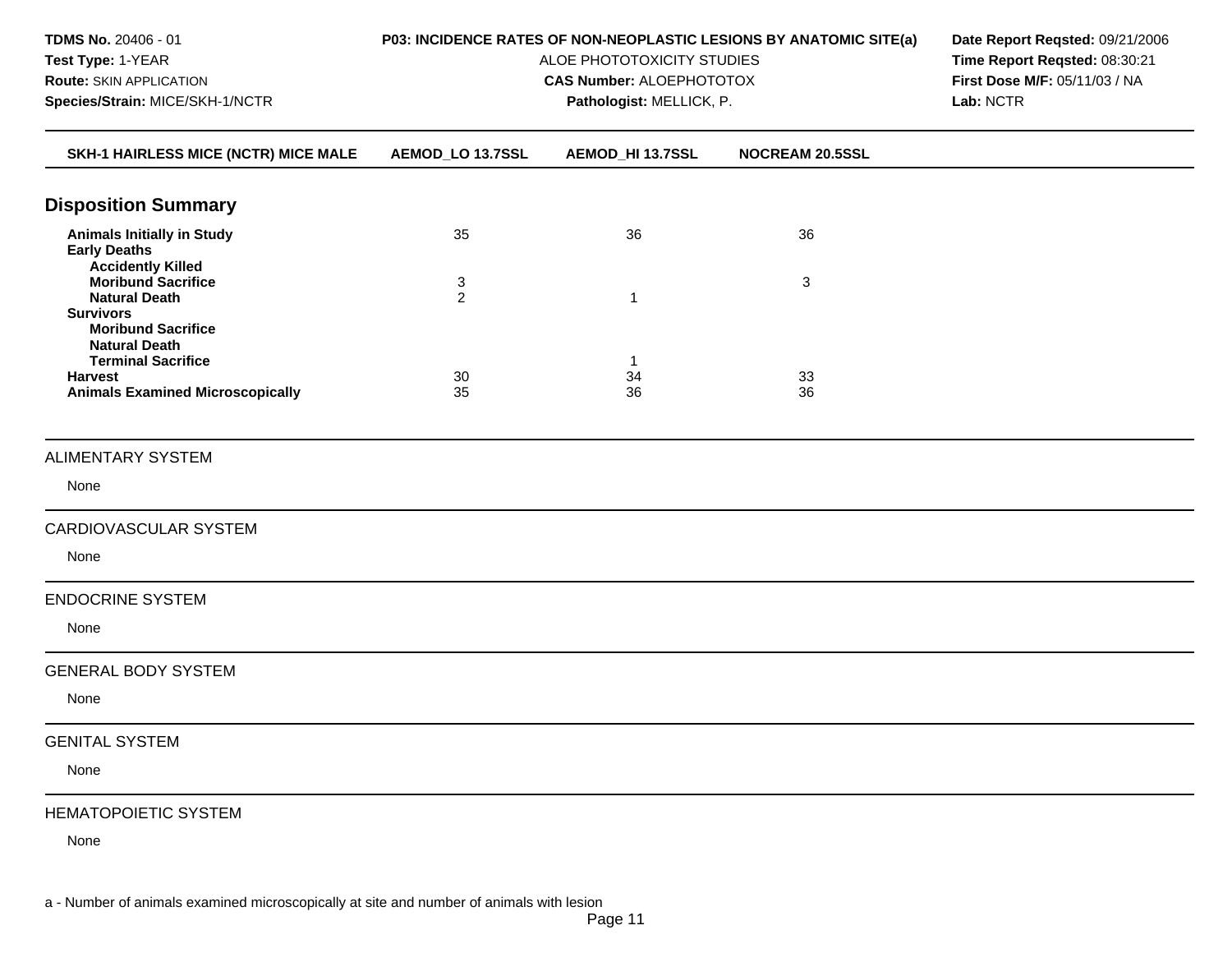**TDMS No.** 20406 - 01
**Test Type:** 1-YEAR
**Route:** SKIN APPLICATION
**Species/Strain:** MICE/SKH-1/NCTR

**P03: INCIDENCE RATES OF NON-NEOPLASTIC LESIONS BY ANATOMIC SITE(a)**
ALOE PHOTOTOXICITY STUDIES
**CAS Number:** ALOEPHOTOTOX
**Pathologist:** MELLICK, P.

**Date Report Reqsted:** 09/21/2006
**Time Report Reqsted:** 08:30:21
**First Dose M/F:** 05/11/03 / NA
**Lab:** NCTR

| SKH-1 HAIRLESS MICE (NCTR) MICE MALE | AEMOD_LO 13.7SSL | AEMOD_HI 13.7SSL | NOCREAM 20.5SSL |
|---|---|---|---|

## Disposition Summary

| | AEMOD_LO 13.7SSL | AEMOD_HI 13.7SSL | NOCREAM 20.5SSL |
|---|---|---|---|
| **Animals Initially in Study** | 35 | 36 | 36 |
| **Early Deaths** | | | |
| **Accidently Killed** | | | |
| **Moribund Sacrifice** | 3 | | 3 |
| **Natural Death** | 2 | 1 | |
| **Survivors** | | | |
| **Moribund Sacrifice** | | | |
| **Natural Death** | | | |
| **Terminal Sacrifice** | | 1 | |
| **Harvest** | 30 | 34 | 33 |
| **Animals Examined Microscopically** | 35 | 36 | 36 |

ALIMENTARY SYSTEM

None

CARDIOVASCULAR SYSTEM

None

ENDOCRINE SYSTEM

None

GENERAL BODY SYSTEM

None

GENITAL SYSTEM

None

HEMATOPOIETIC SYSTEM

None

a - Number of animals examined microscopically at site and number of animals with lesion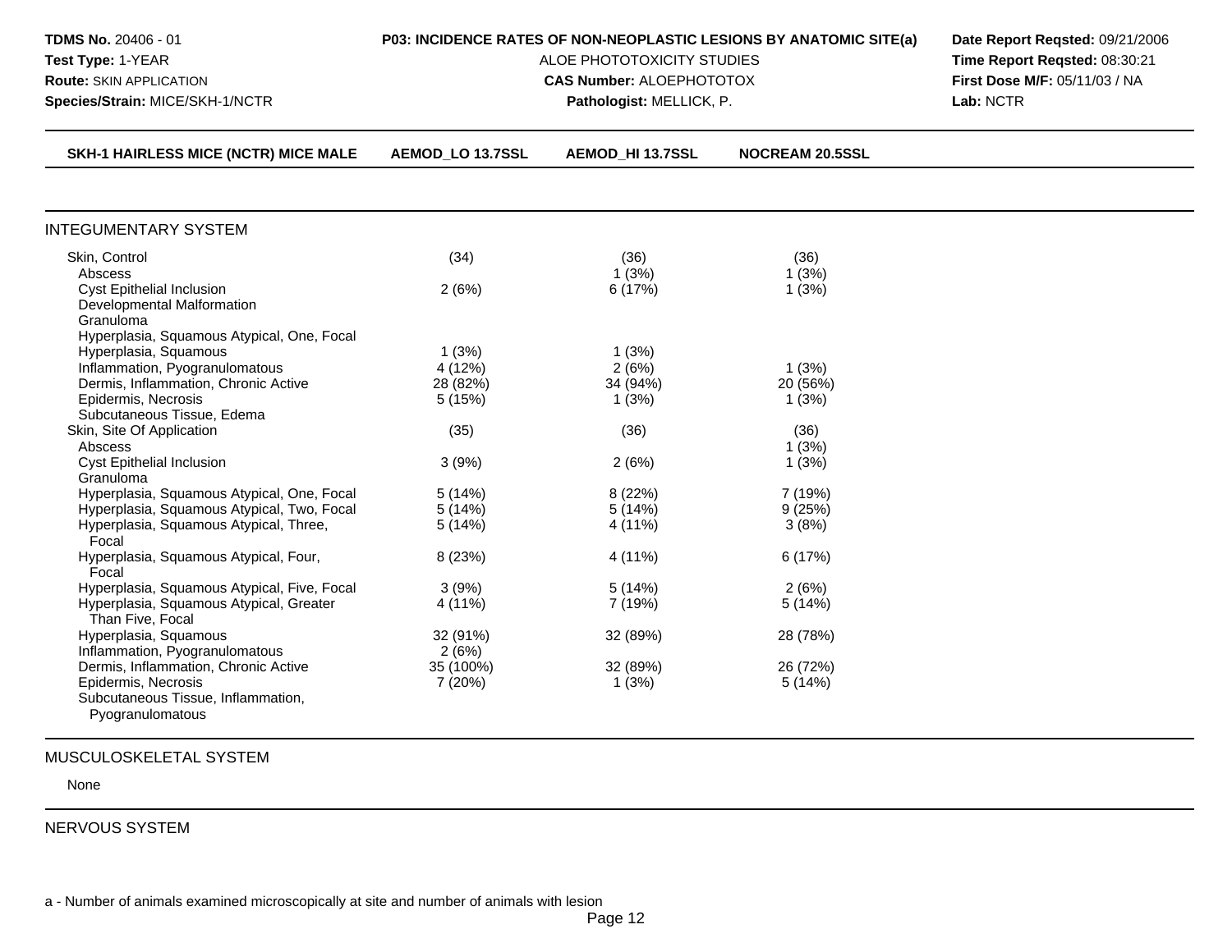**TDMS No.** 20406 - 01
**Test Type:** 1-YEAR
**Route:** SKIN APPLICATION
**Species/Strain:** MICE/SKH-1/NCTR

**P03: INCIDENCE RATES OF NON-NEOPLASTIC LESIONS BY ANATOMIC SITE(a)**
ALOE PHOTOTOXICITY STUDIES
**CAS Number:** ALOEPHOTOTOX
**Pathologist:** MELLICK, P.

**Date Report Reqsted:** 09/21/2006
**Time Report Reqsted:** 08:30:21
**First Dose M/F:** 05/11/03 / NA
**Lab:** NCTR

| SKH-1 HAIRLESS MICE (NCTR) MICE MALE | AEMOD_LO 13.7SSL | AEMOD_HI 13.7SSL | NOCREAM 20.5SSL |
|---|---|---|---|
| **INTEGUMENTARY SYSTEM** | | | |
| Skin, Control | (34) | (36) | (36) |
| Abscess | | 1 (3%) | 1 (3%) |
| Cyst Epithelial Inclusion | 2 (6%) | 6 (17%) | 1 (3%) |
| Developmental Malformation | | | |
| Granuloma | | | |
| Hyperplasia, Squamous Atypical, One, Focal | | | |
| Hyperplasia, Squamous | 1 (3%) | 1 (3%) | |
| Inflammation, Pyogranulomatous | 4 (12%) | 2 (6%) | 1 (3%) |
| Dermis, Inflammation, Chronic Active | 28 (82%) | 34 (94%) | 20 (56%) |
| Epidermis, Necrosis | 5 (15%) | 1 (3%) | 1 (3%) |
| Subcutaneous Tissue, Edema | | | |
| Skin, Site Of Application | (35) | (36) | (36) |
| Abscess | | | 1 (3%) |
| Cyst Epithelial Inclusion | 3 (9%) | 2 (6%) | 1 (3%) |
| Granuloma | | | |
| Hyperplasia, Squamous Atypical, One, Focal | 5 (14%) | 8 (22%) | 7 (19%) |
| Hyperplasia, Squamous Atypical, Two, Focal | 5 (14%) | 5 (14%) | 9 (25%) |
| Hyperplasia, Squamous Atypical, Three, Focal | 5 (14%) | 4 (11%) | 3 (8%) |
| Hyperplasia, Squamous Atypical, Four, Focal | 8 (23%) | 4 (11%) | 6 (17%) |
| Hyperplasia, Squamous Atypical, Five, Focal | 3 (9%) | 5 (14%) | 2 (6%) |
| Hyperplasia, Squamous Atypical, Greater Than Five, Focal | 4 (11%) | 7 (19%) | 5 (14%) |
| Hyperplasia, Squamous | 32 (91%) | 32 (89%) | 28 (78%) |
| Inflammation, Pyogranulomatous | 2 (6%) | | |
| Dermis, Inflammation, Chronic Active | 35 (100%) | 32 (89%) | 26 (72%) |
| Epidermis, Necrosis | 7 (20%) | 1 (3%) | 5 (14%) |
| Subcutaneous Tissue, Inflammation, Pyogranulomatous | | | |
| **MUSCULOSKELETAL SYSTEM** | | | |
| None | | | |
| **NERVOUS SYSTEM** | | | |

a - Number of animals examined microscopically at site and number of animals with lesion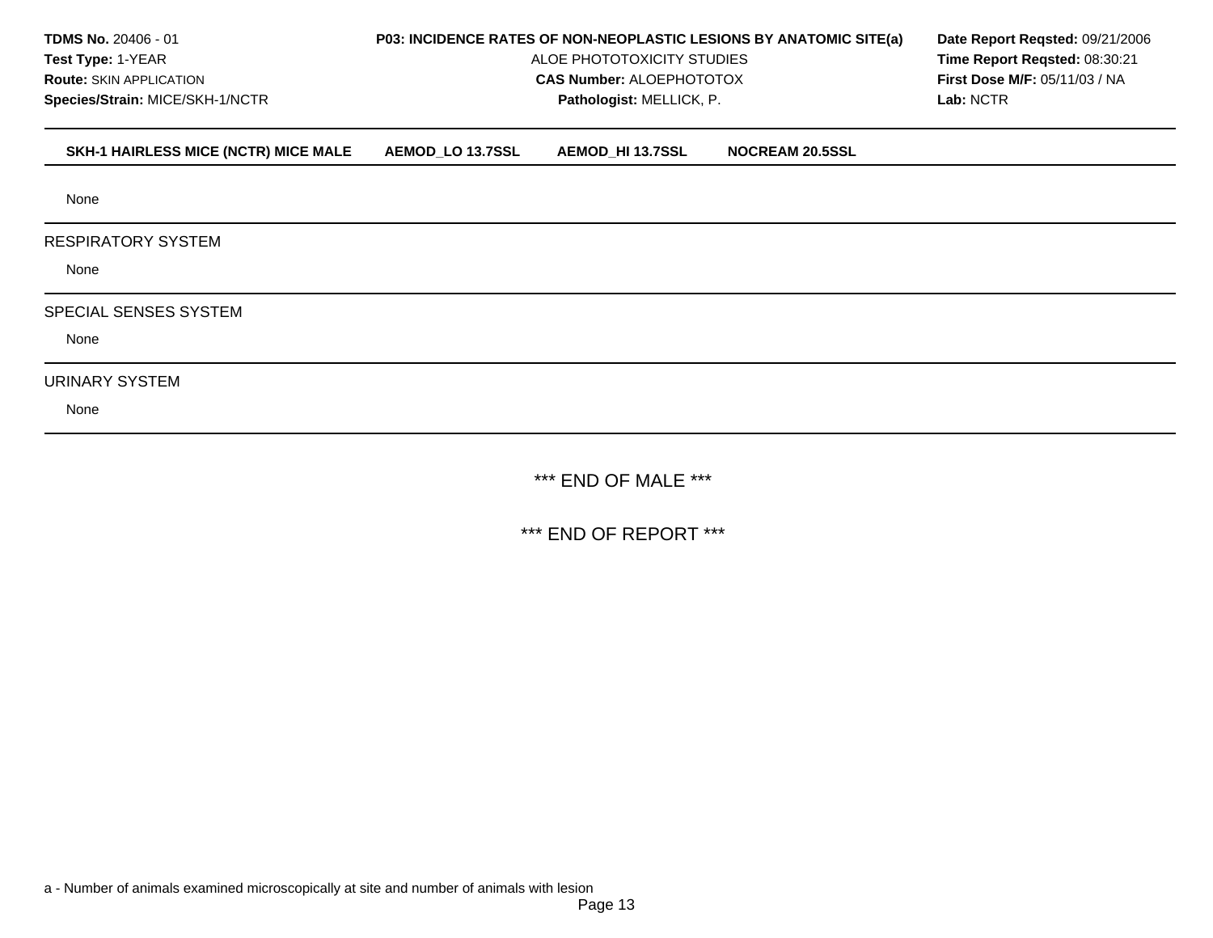| SKH-1 HAIRLESS MICE (NCTR) MICE MALE | AEMOD_LO 13.7SSL | AEMOD_HI 13.7SSL | NOCREAM 20.5SSL |
|---|---|---|---|
| None | | | |
| **RESPIRATORY SYSTEM** | | | |
| None | | | |
| **SPECIAL SENSES SYSTEM** | | | |
| None | | | |
| **URINARY SYSTEM** | | | |
| None | | | |

*** END OF MALE ***

*** END OF REPORT ***

a - Number of animals examined microscopically at site and number of animals with lesion